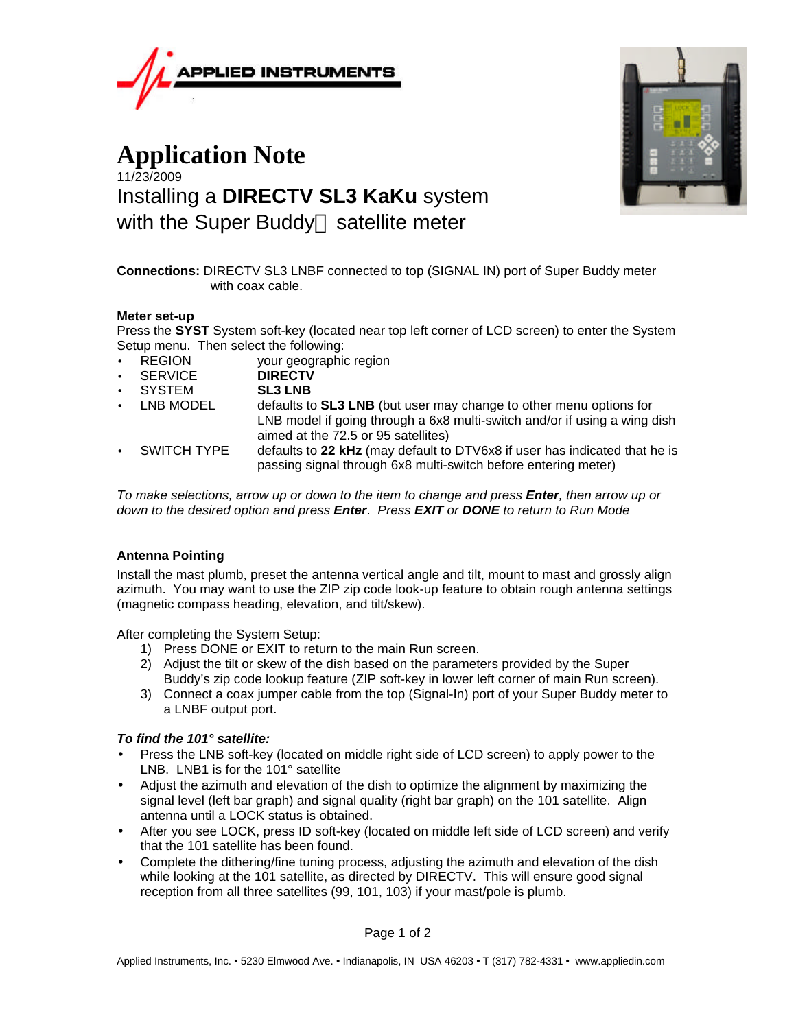APPLIED INSTRUMENTS

# Application Note

11/23/2009

## Installing a **DIRECTV SL3 KaKu** system with the Super Buddy satellite meter

**Connections:** DIRECTV SL3 LNBF connected to top (SIGNAL IN) port of Super Buddy meter with coax cable.

**Meter set-up**

Press the **SYST** System soft-key (located near top left corner of LCD screen) to enter the System Setup menu. Then select the following:

- REGION — your geographic region
- SERVICE — **DIRECTV**
- SYSTEM — **SL3 LNB**
- LNB MODEL — defaults to **SL3 LNB** (but user may change to other menu options for LNB model if going through a 6x8 multi-switch and/or if using a wing dish aimed at the 72.5 or 95 satellites)
- SWITCH TYPE — defaults to **22 kHz** (may default to DTV6x8 if user has indicated that he is passing signal through 6x8 multi-switch before entering meter)

*To make selections, arrow up or down to the item to change and press **Enter**, then arrow up or down to the desired option and press **Enter**. Press **EXIT** or **DONE** to return to Run Mode*

### Antenna Pointing

Install the mast plumb, preset the antenna vertical angle and tilt, mount to mast and grossly align azimuth. You may want to use the ZIP zip code look-up feature to obtain rough antenna settings (magnetic compass heading, elevation, and tilt/skew).

After completing the System Setup:

1) Press DONE or EXIT to return to the main Run screen.
2) Adjust the tilt or skew of the dish based on the parameters provided by the Super Buddy's zip code lookup feature (ZIP soft-key in lower left corner of main Run screen).
3) Connect a coax jumper cable from the top (Signal-In) port of your Super Buddy meter to a LNBF output port.

***To find the 101° satellite:***

- Press the LNB soft-key (located on middle right side of LCD screen) to apply power to the LNB. LNB1 is for the 101° satellite
- Adjust the azimuth and elevation of the dish to optimize the alignment by maximizing the signal level (left bar graph) and signal quality (right bar graph) on the 101 satellite. Align antenna until a LOCK status is obtained.
- After you see LOCK, press ID soft-key (located on middle left side of LCD screen) and verify that the 101 satellite has been found.
- Complete the dithering/fine tuning process, adjusting the azimuth and elevation of the dish while looking at the 101 satellite, as directed by DIRECTV. This will ensure good signal reception from all three satellites (99, 101, 103) if your mast/pole is plumb.

Applied Instruments, Inc. • 5230 Elmwood Ave. • Indianapolis, IN USA 46203 • T (317) 782-4331 • www.appliedin.com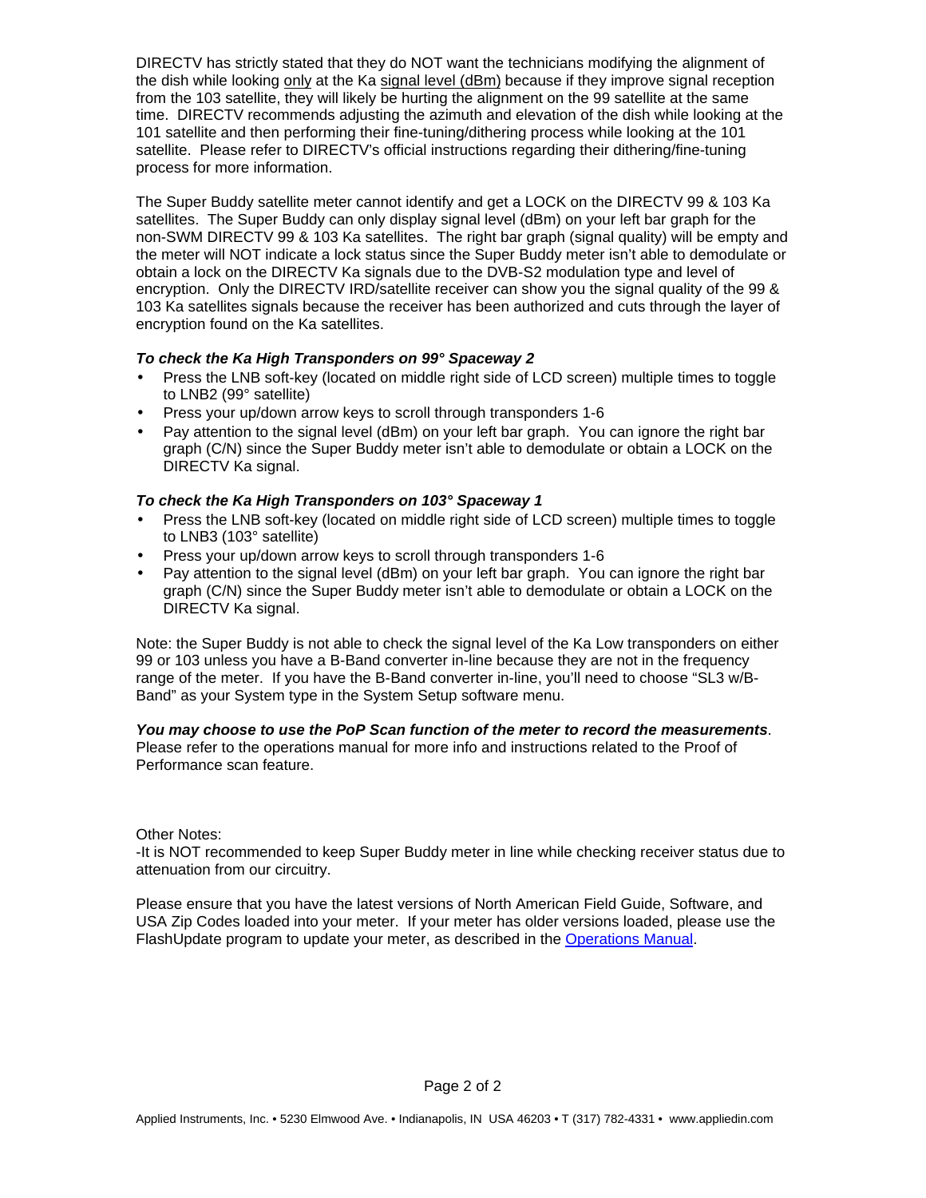DIRECTV has strictly stated that they do NOT want the technicians modifying the alignment of the dish while looking only at the Ka signal level (dBm) because if they improve signal reception from the 103 satellite, they will likely be hurting the alignment on the 99 satellite at the same time. DIRECTV recommends adjusting the azimuth and elevation of the dish while looking at the 101 satellite and then performing their fine-tuning/dithering process while looking at the 101 satellite. Please refer to DIRECTV's official instructions regarding their dithering/fine-tuning process for more information.

The Super Buddy satellite meter cannot identify and get a LOCK on the DIRECTV 99 & 103 Ka satellites. The Super Buddy can only display signal level (dBm) on your left bar graph for the non-SWM DIRECTV 99 & 103 Ka satellites. The right bar graph (signal quality) will be empty and the meter will NOT indicate a lock status since the Super Buddy meter isn't able to demodulate or obtain a lock on the DIRECTV Ka signals due to the DVB-S2 modulation type and level of encryption. Only the DIRECTV IRD/satellite receiver can show you the signal quality of the 99 & 103 Ka satellites signals because the receiver has been authorized and cuts through the layer of encryption found on the Ka satellites.

***To check the Ka High Transponders on 99° Spaceway 2***

- Press the LNB soft-key (located on middle right side of LCD screen) multiple times to toggle to LNB2 (99° satellite)
- Press your up/down arrow keys to scroll through transponders 1-6
- Pay attention to the signal level (dBm) on your left bar graph. You can ignore the right bar graph (C/N) since the Super Buddy meter isn't able to demodulate or obtain a LOCK on the DIRECTV Ka signal.

***To check the Ka High Transponders on 103° Spaceway 1***

- Press the LNB soft-key (located on middle right side of LCD screen) multiple times to toggle to LNB3 (103° satellite)
- Press your up/down arrow keys to scroll through transponders 1-6
- Pay attention to the signal level (dBm) on your left bar graph. You can ignore the right bar graph (C/N) since the Super Buddy meter isn't able to demodulate or obtain a LOCK on the DIRECTV Ka signal.

Note: the Super Buddy is not able to check the signal level of the Ka Low transponders on either 99 or 103 unless you have a B-Band converter in-line because they are not in the frequency range of the meter. If you have the B-Band converter in-line, you'll need to choose "SL3 w/B-Band" as your System type in the System Setup software menu.

***You may choose to use the PoP Scan function of the meter to record the measurements***. Please refer to the operations manual for more info and instructions related to the Proof of Performance scan feature.

Other Notes:
-It is NOT recommended to keep Super Buddy meter in line while checking receiver status due to attenuation from our circuitry.

Please ensure that you have the latest versions of North American Field Guide, Software, and USA Zip Codes loaded into your meter. If your meter has older versions loaded, please use the FlashUpdate program to update your meter, as described in the Operations Manual.

Applied Instruments, Inc. • 5230 Elmwood Ave. • Indianapolis, IN USA 46203 • T (317) 782-4331 • www.appliedin.com